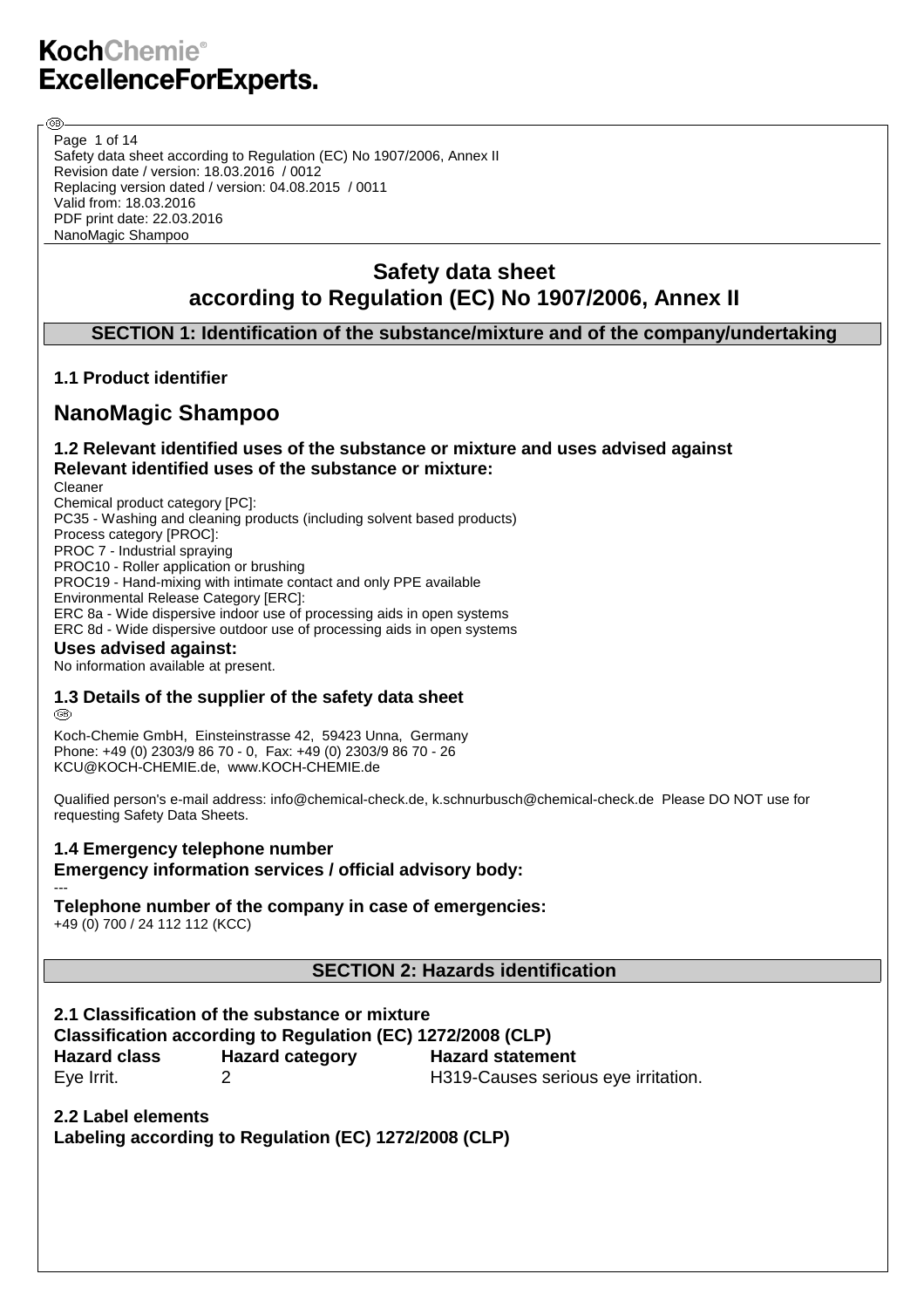# Safety data sheet according to Regulation (EC) No 1907/2006, Annex II

## SECTION 1: Identification of the substance/mixture and of the company/undertaking

### 1.1 Product identifier

## NanoMagic Shampoo

### 1.2 Relevant identified uses of the substance or mixture and uses advised against

**Relevant identified uses of the substance or mixture:**

Cleaner
Chemical product category [PC]:
PC35 - Washing and cleaning products (including solvent based products)
Process category [PROC]:
PROC 7 - Industrial spraying
PROC10 - Roller application or brushing
PROC19 - Hand-mixing with intimate contact and only PPE available
Environmental Release Category [ERC]:
ERC 8a - Wide dispersive indoor use of processing aids in open systems
ERC 8d - Wide dispersive outdoor use of processing aids in open systems

**Uses advised against:**

No information available at present.

### 1.3 Details of the supplier of the safety data sheet

Koch-Chemie GmbH, Einsteinstrasse 42, 59423 Unna, Germany
Phone: +49 (0) 2303/9 86 70 - 0, Fax: +49 (0) 2303/9 86 70 - 26
KCU@KOCH-CHEMIE.de, www.KOCH-CHEMIE.de

Qualified person's e-mail address: info@chemical-check.de, k.schnurbusch@chemical-check.de Please DO NOT use for requesting Safety Data Sheets.

### 1.4 Emergency telephone number

**Emergency information services / official advisory body:**

---

**Telephone number of the company in case of emergencies:**

+49 (0) 700 / 24 112 112 (KCC)

## SECTION 2: Hazards identification

### 2.1 Classification of the substance or mixture

**Classification according to Regulation (EC) 1272/2008 (CLP)**

| Hazard class | Hazard category | Hazard statement |
|---|---|---|
| Eye Irrit. | 2 | H319-Causes serious eye irritation. |

### 2.2 Label elements

**Labeling according to Regulation (EC) 1272/2008 (CLP)**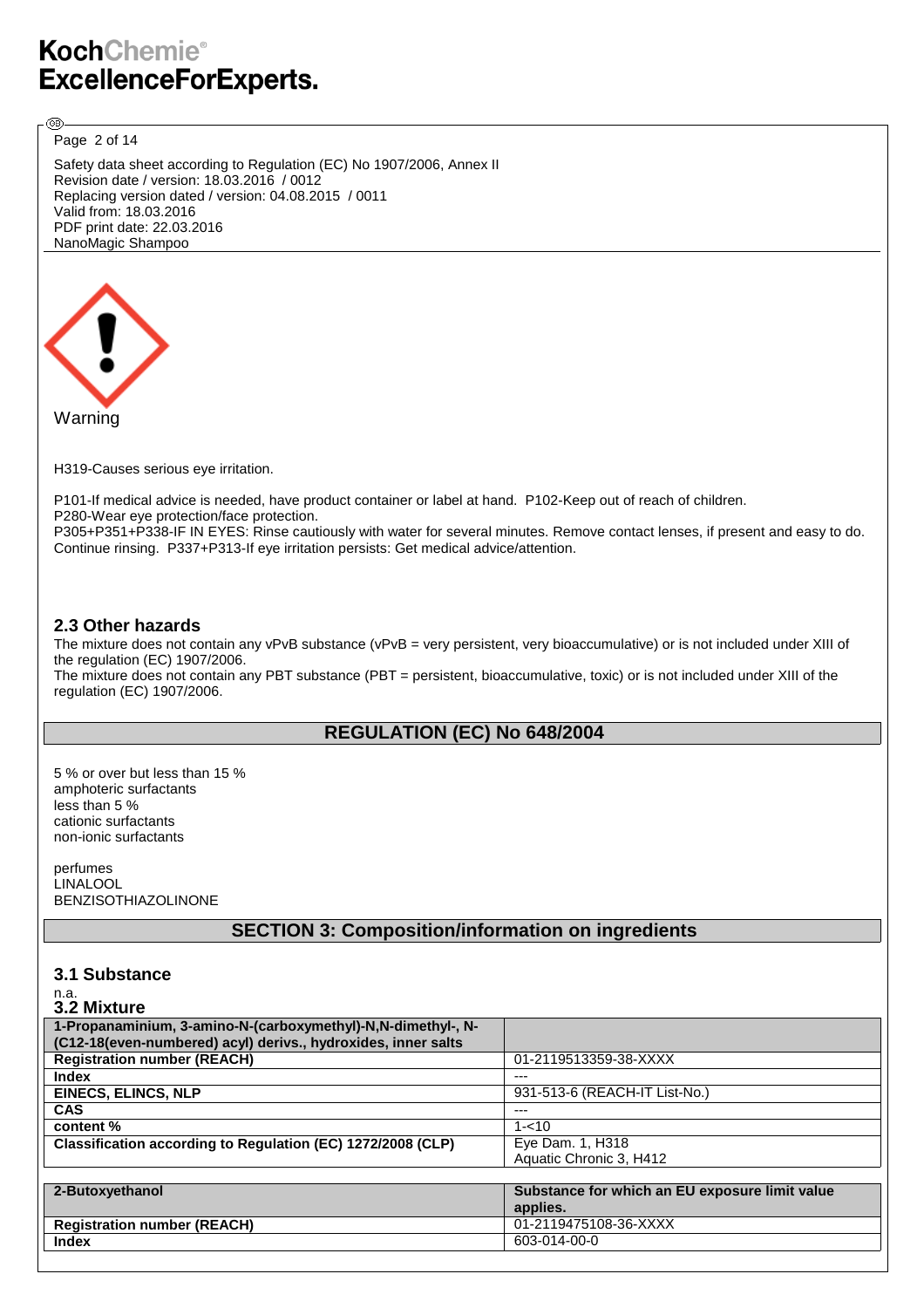Safety data sheet according to Regulation (EC) No 1907/2006, Annex II
Revision date / version: 18.03.2016 / 0012
Replacing version dated / version: 04.08.2015 / 0011
Valid from: 18.03.2016
PDF print date: 22.03.2016
NanoMagic Shampoo

Warning

H319-Causes serious eye irritation.

P101-If medical advice is needed, have product container or label at hand. P102-Keep out of reach of children.
P280-Wear eye protection/face protection.
P305+P351+P338-IF IN EYES: Rinse cautiously with water for several minutes. Remove contact lenses, if present and easy to do. Continue rinsing. P337+P313-If eye irritation persists: Get medical advice/attention.

### 2.3 Other hazards

The mixture does not contain any vPvB substance (vPvB = very persistent, very bioaccumulative) or is not included under XIII of the regulation (EC) 1907/2006.
The mixture does not contain any PBT substance (PBT = persistent, bioaccumulative, toxic) or is not included under XIII of the regulation (EC) 1907/2006.

## REGULATION (EC) No 648/2004

5 % or over but less than 15 %
amphoteric surfactants
less than 5 %
cationic surfactants
non-ionic surfactants

perfumes
LINALOOL
BENZISOTHIAZOLINONE

## SECTION 3: Composition/information on ingredients

### 3.1 Substance

n.a.

### 3.2 Mixture

| 1-Propanaminium, 3-amino-N-(carboxymethyl)-N,N-dimethyl-, N-(C12-18(even-numbered) acyl) derivs., hydroxides, inner salts | |
|---|---|
| **Registration number (REACH)** | 01-2119513359-38-XXXX |
| **Index** | --- |
| **EINECS, ELINCS, NLP** | 931-513-6 (REACH-IT List-No.) |
| **CAS** | --- |
| **content %** | 1-<10 |
| **Classification according to Regulation (EC) 1272/2008 (CLP)** | Eye Dam. 1, H318<br>Aquatic Chronic 3, H412 |

| 2-Butoxyethanol | Substance for which an EU exposure limit value applies. |
|---|---|
| **Registration number (REACH)** | 01-2119475108-36-XXXX |
| **Index** | 603-014-00-0 |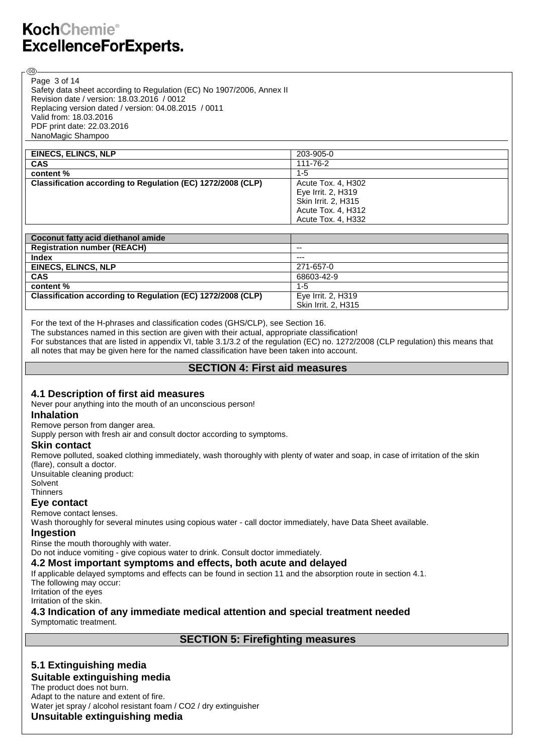| EINECS, ELINCS, NLP | 203-905-0 |
| --- | --- |
| CAS | 111-76-2 |
| content % | 1-5 |
| Classification according to Regulation (EC) 1272/2008 (CLP) | Acute Tox. 4, H302<br>Eye Irrit. 2, H319<br>Skin Irrit. 2, H315<br>Acute Tox. 4, H312<br>Acute Tox. 4, H332 |

| Coconut fatty acid diethanol amide | |
| --- | --- |
| Registration number (REACH) | -- |
| Index | --- |
| EINECS, ELINCS, NLP | 271-657-0 |
| CAS | 68603-42-9 |
| content % | 1-5 |
| Classification according to Regulation (EC) 1272/2008 (CLP) | Eye Irrit. 2, H319<br>Skin Irrit. 2, H315 |

For the text of the H-phrases and classification codes (GHS/CLP), see Section 16.
The substances named in this section are given with their actual, appropriate classification!
For substances that are listed in appendix VI, table 3.1/3.2 of the regulation (EC) no. 1272/2008 (CLP regulation) this means that all notes that may be given here for the named classification have been taken into account.

## SECTION 4: First aid measures

### 4.1 Description of first aid measures

Never pour anything into the mouth of an unconscious person!

#### Inhalation

Remove person from danger area.
Supply person with fresh air and consult doctor according to symptoms.

#### Skin contact

Remove polluted, soaked clothing immediately, wash thoroughly with plenty of water and soap, in case of irritation of the skin (flare), consult a doctor.
Unsuitable cleaning product:
Solvent
Thinners

#### Eye contact

Remove contact lenses.
Wash thoroughly for several minutes using copious water - call doctor immediately, have Data Sheet available.

#### Ingestion

Rinse the mouth thoroughly with water.
Do not induce vomiting - give copious water to drink. Consult doctor immediately.

### 4.2 Most important symptoms and effects, both acute and delayed

If applicable delayed symptoms and effects can be found in section 11 and the absorption route in section 4.1.
The following may occur:
Irritation of the eyes
Irritation of the skin.

### 4.3 Indication of any immediate medical attention and special treatment needed

Symptomatic treatment.

## SECTION 5: Firefighting measures

### 5.1 Extinguishing media

#### Suitable extinguishing media

The product does not burn.
Adapt to the nature and extent of fire.
Water jet spray / alcohol resistant foam / $CO_2$ / dry extinguisher

#### Unsuitable extinguishing media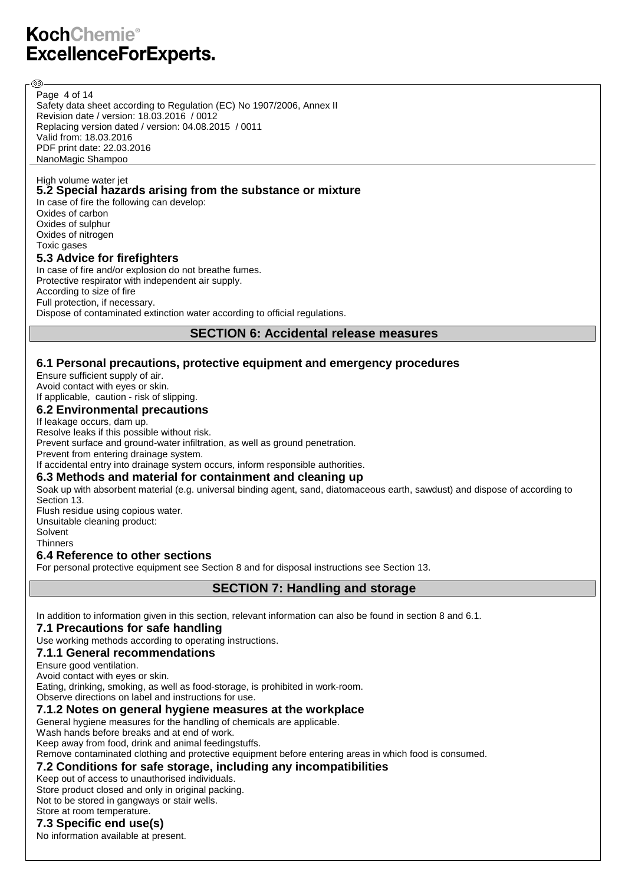High volume water jet

### 5.2 Special hazards arising from the substance or mixture

In case of fire the following can develop:
Oxides of carbon
Oxides of sulphur
Oxides of nitrogen
Toxic gases

### 5.3 Advice for firefighters

In case of fire and/or explosion do not breathe fumes.
Protective respirator with independent air supply.
According to size of fire
Full protection, if necessary.
Dispose of contaminated extinction water according to official regulations.

## SECTION 6: Accidental release measures

### 6.1 Personal precautions, protective equipment and emergency procedures

Ensure sufficient supply of air.
Avoid contact with eyes or skin.
If applicable, caution - risk of slipping.

### 6.2 Environmental precautions

If leakage occurs, dam up.
Resolve leaks if this possible without risk.
Prevent surface and ground-water infiltration, as well as ground penetration.
Prevent from entering drainage system.
If accidental entry into drainage system occurs, inform responsible authorities.

### 6.3 Methods and material for containment and cleaning up

Soak up with absorbent material (e.g. universal binding agent, sand, diatomaceous earth, sawdust) and dispose of according to Section 13.
Flush residue using copious water.
Unsuitable cleaning product:
Solvent
Thinners

### 6.4 Reference to other sections

For personal protective equipment see Section 8 and for disposal instructions see Section 13.

## SECTION 7: Handling and storage

In addition to information given in this section, relevant information can also be found in section 8 and 6.1.

### 7.1 Precautions for safe handling

Use working methods according to operating instructions.

### 7.1.1 General recommendations

Ensure good ventilation.
Avoid contact with eyes or skin.
Eating, drinking, smoking, as well as food-storage, is prohibited in work-room.
Observe directions on label and instructions for use.

### 7.1.2 Notes on general hygiene measures at the workplace

General hygiene measures for the handling of chemicals are applicable.
Wash hands before breaks and at end of work.
Keep away from food, drink and animal feedingstuffs.
Remove contaminated clothing and protective equipment before entering areas in which food is consumed.

### 7.2 Conditions for safe storage, including any incompatibilities

Keep out of access to unauthorised individuals.
Store product closed and only in original packing.
Not to be stored in gangways or stair wells.
Store at room temperature.

### 7.3 Specific end use(s)

No information available at present.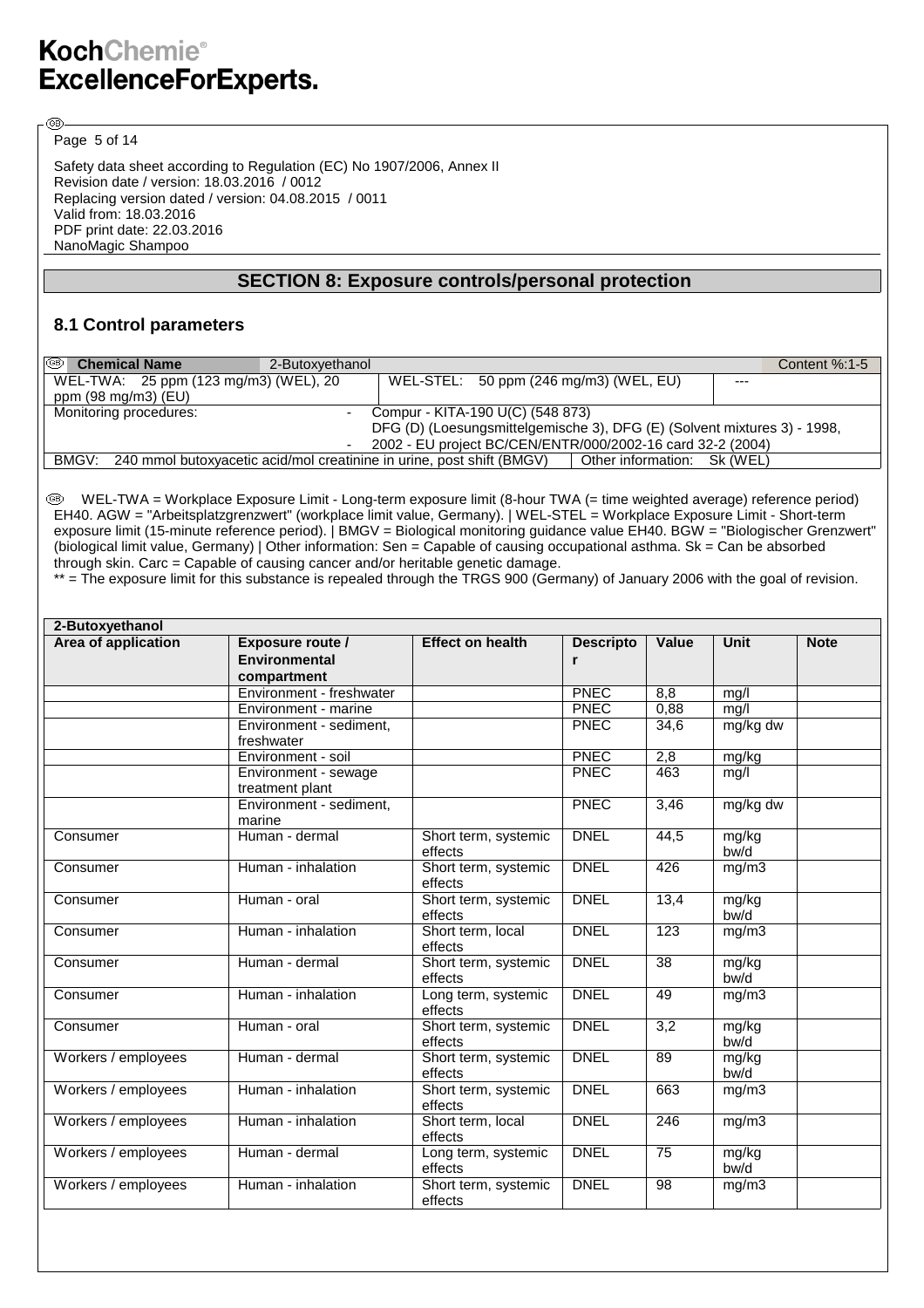Safety data sheet according to Regulation (EC) No 1907/2006, Annex II
Revision date / version: 18.03.2016 / 0012
Replacing version dated / version: 04.08.2015 / 0011
Valid from: 18.03.2016
PDF print date: 22.03.2016
NanoMagic Shampoo

## SECTION 8: Exposure controls/personal protection

### 8.1 Control parameters

| Chemical Name | 2-Butoxyethanol | | Content %:1-5 |
|---|---|---|---|
| WEL-TWA: 25 ppm (123 mg/m3) (WEL), 20 ppm (98 mg/m3) (EU) | WEL-STEL: 50 ppm (246 mg/m3) (WEL, EU) | | --- |
| Monitoring procedures: | - Compur - KITA-190 U(C) (548 873)<br>DFG (D) (Loesungsmittelgemische 3), DFG (E) (Solvent mixtures 3) - 1998,<br>- 2002 - EU project BC/CEN/ENTR/000/2002-16 card 32-2 (2004) | | |
| BMGV: 240 mmol butoxyacetic acid/mol creatinine in urine, post shift (BMGV) | | Other information: Sk (WEL) | |

WEL-TWA = Workplace Exposure Limit - Long-term exposure limit (8-hour TWA (= time weighted average) reference period) EH40. AGW = "Arbeitsplatzgrenzwert" (workplace limit value, Germany). | WEL-STEL = Workplace Exposure Limit - Short-term exposure limit (15-minute reference period). | BMGV = Biological monitoring guidance value EH40. BGW = "Biologischer Grenzwert" (biological limit value, Germany) | Other information: Sen = Capable of causing occupational asthma. Sk = Can be absorbed through skin. Carc = Capable of causing cancer and/or heritable genetic damage.
** = The exposure limit for this substance is repealed through the TRGS 900 (Germany) of January 2006 with the goal of revision.

| 2-Butoxyethanol | | | | | | |
|---|---|---|---|---|---|---|
| **Area of application** | **Exposure route / Environmental compartment** | **Effect on health** | **Descriptor** | **Value** | **Unit** | **Note** |
| | Environment - freshwater | | PNEC | 8,8 | mg/l | |
| | Environment - marine | | PNEC | 0,88 | mg/l | |
| | Environment - sediment, freshwater | | PNEC | 34,6 | mg/kg dw | |
| | Environment - soil | | PNEC | 2,8 | mg/kg | |
| | Environment - sewage treatment plant | | PNEC | 463 | mg/l | |
| | Environment - sediment, marine | | PNEC | 3,46 | mg/kg dw | |
| Consumer | Human - dermal | Short term, systemic effects | DNEL | 44,5 | mg/kg bw/d | |
| Consumer | Human - inhalation | Short term, systemic effects | DNEL | 426 | mg/m3 | |
| Consumer | Human - oral | Short term, systemic effects | DNEL | 13,4 | mg/kg bw/d | |
| Consumer | Human - inhalation | Short term, local effects | DNEL | 123 | mg/m3 | |
| Consumer | Human - dermal | Short term, systemic effects | DNEL | 38 | mg/kg bw/d | |
| Consumer | Human - inhalation | Long term, systemic effects | DNEL | 49 | mg/m3 | |
| Consumer | Human - oral | Short term, systemic effects | DNEL | 3,2 | mg/kg bw/d | |
| Workers / employees | Human - dermal | Short term, systemic effects | DNEL | 89 | mg/kg bw/d | |
| Workers / employees | Human - inhalation | Short term, systemic effects | DNEL | 663 | mg/m3 | |
| Workers / employees | Human - inhalation | Short term, local effects | DNEL | 246 | mg/m3 | |
| Workers / employees | Human - dermal | Long term, systemic effects | DNEL | 75 | mg/kg bw/d | |
| Workers / employees | Human - inhalation | Short term, systemic effects | DNEL | 98 | mg/m3 | |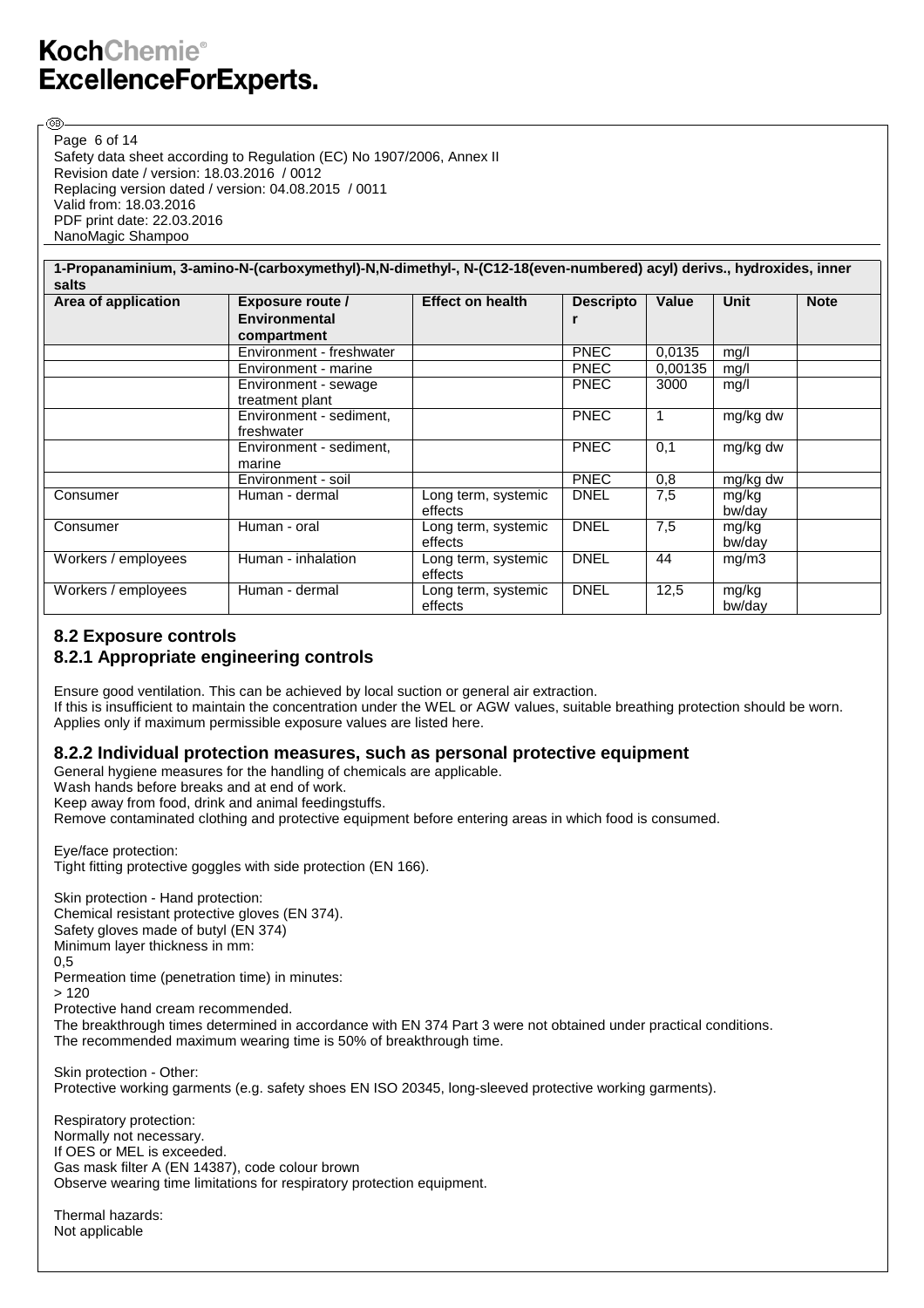| 1-Propanaminium, 3-amino-N-(carboxymethyl)-N,N-dimethyl-, N-(C12-18(even-numbered) acyl) derivs., hydroxides, inner salts | | | | | | |
|---|---|---|---|---|---|---|
| **Area of application** | **Exposure route / Environmental compartment** | **Effect on health** | **Descriptor** | **Value** | **Unit** | **Note** |
| | Environment - freshwater | | PNEC | 0,0135 | mg/l | |
| | Environment - marine | | PNEC | 0,00135 | mg/l | |
| | Environment - sewage treatment plant | | PNEC | 3000 | mg/l | |
| | Environment - sediment, freshwater | | PNEC | 1 | mg/kg dw | |
| | Environment - sediment, marine | | PNEC | 0,1 | mg/kg dw | |
| | Environment - soil | | PNEC | 0,8 | mg/kg dw | |
| Consumer | Human - dermal | Long term, systemic effects | DNEL | 7,5 | mg/kg bw/day | |
| Consumer | Human - oral | Long term, systemic effects | DNEL | 7,5 | mg/kg bw/day | |
| Workers / employees | Human - inhalation | Long term, systemic effects | DNEL | 44 | mg/m3 | |
| Workers / employees | Human - dermal | Long term, systemic effects | DNEL | 12,5 | mg/kg bw/day | |

## 8.2 Exposure controls

### 8.2.1 Appropriate engineering controls

Ensure good ventilation. This can be achieved by local suction or general air extraction.
If this is insufficient to maintain the concentration under the WEL or AGW values, suitable breathing protection should be worn.
Applies only if maximum permissible exposure values are listed here.

### 8.2.2 Individual protection measures, such as personal protective equipment

General hygiene measures for the handling of chemicals are applicable.
Wash hands before breaks and at end of work.
Keep away from food, drink and animal feedingstuffs.
Remove contaminated clothing and protective equipment before entering areas in which food is consumed.

Eye/face protection:
Tight fitting protective goggles with side protection (EN 166).

Skin protection - Hand protection:
Chemical resistant protective gloves (EN 374).
Safety gloves made of butyl (EN 374)
Minimum layer thickness in mm:
0,5
Permeation time (penetration time) in minutes:
> 120
Protective hand cream recommended.
The breakthrough times determined in accordance with EN 374 Part 3 were not obtained under practical conditions.
The recommended maximum wearing time is 50% of breakthrough time.

Skin protection - Other:
Protective working garments (e.g. safety shoes EN ISO 20345, long-sleeved protective working garments).

Respiratory protection:
Normally not necessary.
If OES or MEL is exceeded.
Gas mask filter A (EN 14387), code colour brown
Observe wearing time limitations for respiratory protection equipment.

Thermal hazards:
Not applicable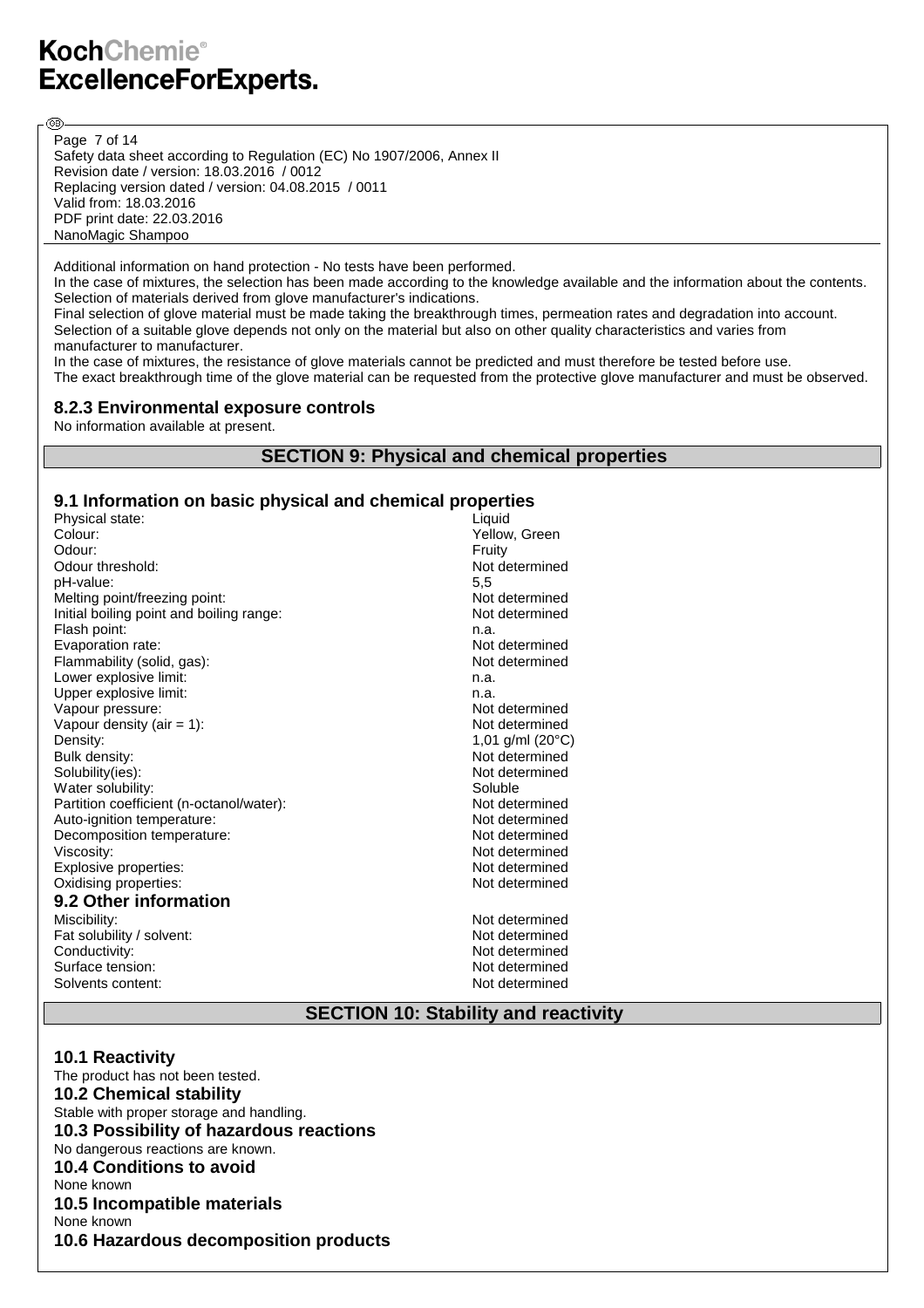Additional information on hand protection - No tests have been performed.
In the case of mixtures, the selection has been made according to the knowledge available and the information about the contents. Selection of materials derived from glove manufacturer's indications.
Final selection of glove material must be made taking the breakthrough times, permeation rates and degradation into account. Selection of a suitable glove depends not only on the material but also on other quality characteristics and varies from manufacturer to manufacturer.
In the case of mixtures, the resistance of glove materials cannot be predicted and must therefore be tested before use.
The exact breakthrough time of the glove material can be requested from the protective glove manufacturer and must be observed.

### 8.2.3 Environmental exposure controls

No information available at present.

## SECTION 9: Physical and chemical properties

### 9.1 Information on basic physical and chemical properties

| | |
|---|---|
| Physical state: | Liquid |
| Colour: | Yellow, Green |
| Odour: | Fruity |
| Odour threshold: | Not determined |
| pH-value: | 5,5 |
| Melting point/freezing point: | Not determined |
| Initial boiling point and boiling range: | Not determined |
| Flash point: | n.a. |
| Evaporation rate: | Not determined |
| Flammability (solid, gas): | Not determined |
| Lower explosive limit: | n.a. |
| Upper explosive limit: | n.a. |
| Vapour pressure: | Not determined |
| Vapour density (air = 1): | Not determined |
| Density: | 1,01 g/ml (20°C) |
| Bulk density: | Not determined |
| Solubility(ies): | Not determined |
| Water solubility: | Soluble |
| Partition coefficient (n-octanol/water): | Not determined |
| Auto-ignition temperature: | Not determined |
| Decomposition temperature: | Not determined |
| Viscosity: | Not determined |
| Explosive properties: | Not determined |
| Oxidising properties: | Not determined |

### 9.2 Other information

| | |
|---|---|
| Miscibility: | Not determined |
| Fat solubility / solvent: | Not determined |
| Conductivity: | Not determined |
| Surface tension: | Not determined |
| Solvents content: | Not determined |

## SECTION 10: Stability and reactivity

### 10.1 Reactivity

The product has not been tested.

### 10.2 Chemical stability

Stable with proper storage and handling.

### 10.3 Possibility of hazardous reactions

No dangerous reactions are known.

### 10.4 Conditions to avoid

None known

### 10.5 Incompatible materials

None known

### 10.6 Hazardous decomposition products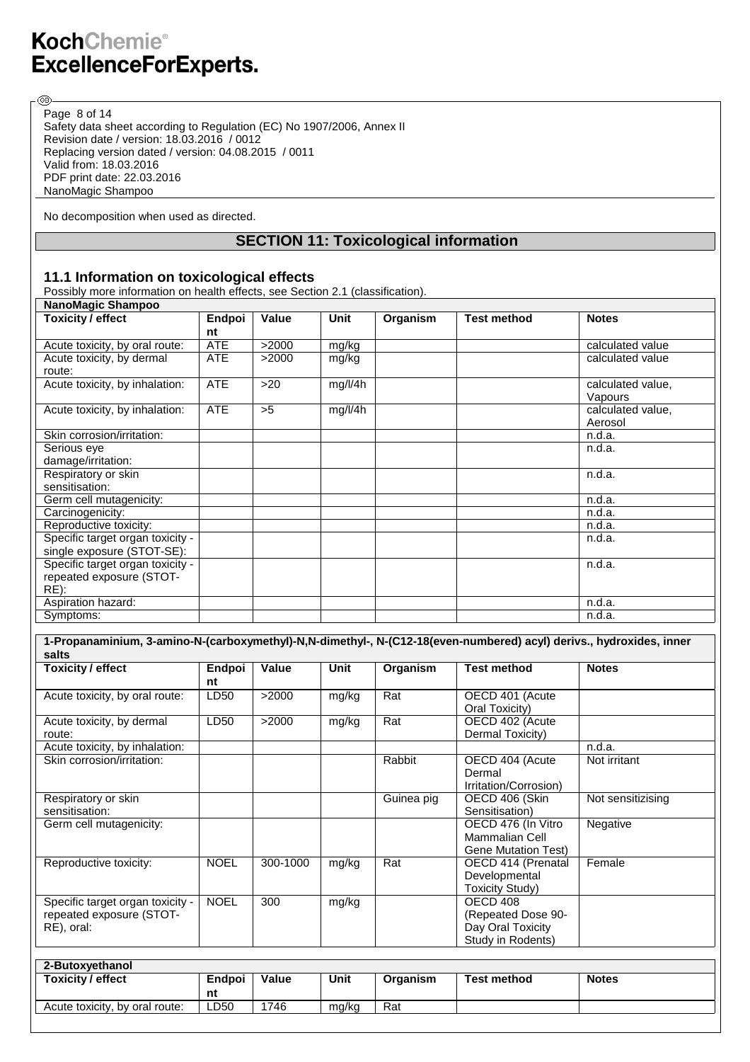No decomposition when used as directed.

## SECTION 11: Toxicological information

### 11.1 Information on toxicological effects

Possibly more information on health effects, see Section 2.1 (classification).

| NanoMagic Shampoo | | | | | | |
|---|---|---|---|---|---|---|
| **Toxicity / effect** | **Endpoint** | **Value** | **Unit** | **Organism** | **Test method** | **Notes** |
| Acute toxicity, by oral route: | ATE | >2000 | mg/kg | | | calculated value |
| Acute toxicity, by dermal route: | ATE | >2000 | mg/kg | | | calculated value |
| Acute toxicity, by inhalation: | ATE | >20 | mg/l/4h | | | calculated value, Vapours |
| Acute toxicity, by inhalation: | ATE | >5 | mg/l/4h | | | calculated value, Aerosol |
| Skin corrosion/irritation: | | | | | | n.d.a. |
| Serious eye damage/irritation: | | | | | | n.d.a. |
| Respiratory or skin sensitisation: | | | | | | n.d.a. |
| Germ cell mutagenicity: | | | | | | n.d.a. |
| Carcinogenicity: | | | | | | n.d.a. |
| Reproductive toxicity: | | | | | | n.d.a. |
| Specific target organ toxicity - single exposure (STOT-SE): | | | | | | n.d.a. |
| Specific target organ toxicity - repeated exposure (STOT-RE): | | | | | | n.d.a. |
| Aspiration hazard: | | | | | | n.d.a. |
| Symptoms: | | | | | | n.d.a. |

| 1-Propanaminium, 3-amino-N-(carboxymethyl)-N,N-dimethyl-, N-(C12-18(even-numbered) acyl) derivs., hydroxides, inner salts | | | | | | |
|---|---|---|---|---|---|---|
| **Toxicity / effect** | **Endpoint** | **Value** | **Unit** | **Organism** | **Test method** | **Notes** |
| Acute toxicity, by oral route: | LD50 | >2000 | mg/kg | Rat | OECD 401 (Acute Oral Toxicity) | |
| Acute toxicity, by dermal route: | LD50 | >2000 | mg/kg | Rat | OECD 402 (Acute Dermal Toxicity) | |
| Acute toxicity, by inhalation: | | | | | | n.d.a. |
| Skin corrosion/irritation: | | | | Rabbit | OECD 404 (Acute Dermal Irritation/Corrosion) | Not irritant |
| Respiratory or skin sensitisation: | | | | Guinea pig | OECD 406 (Skin Sensitisation) | Not sensitizising |
| Germ cell mutagenicity: | | | | | OECD 476 (In Vitro Mammalian Cell Gene Mutation Test) | Negative |
| Reproductive toxicity: | NOEL | 300-1000 | mg/kg | Rat | OECD 414 (Prenatal Developmental Toxicity Study) | Female |
| Specific target organ toxicity - repeated exposure (STOT-RE), oral: | NOEL | 300 | mg/kg | | OECD 408 (Repeated Dose 90-Day Oral Toxicity Study in Rodents) | |

| 2-Butoxyethanol | | | | | | |
|---|---|---|---|---|---|---|
| **Toxicity / effect** | **Endpoint** | **Value** | **Unit** | **Organism** | **Test method** | **Notes** |
| Acute toxicity, by oral route: | LD50 | 1746 | mg/kg | Rat | | |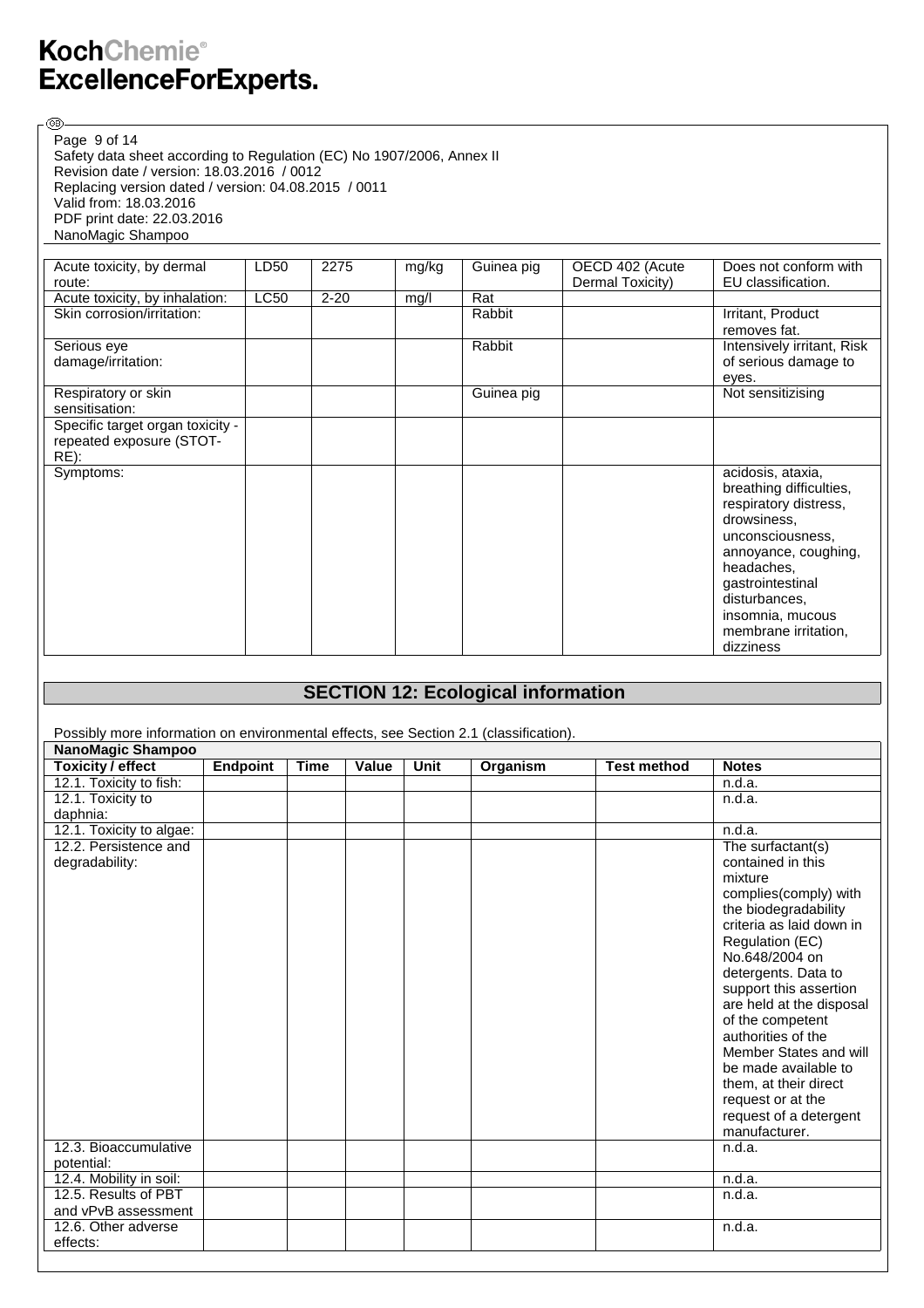| Acute toxicity, by dermal route: | LD50 | 2275 | mg/kg | Guinea pig | OECD 402 (Acute Dermal Toxicity) | Does not conform with EU classification. |
|---|---|---|---|---|---|---|
| Acute toxicity, by inhalation: | LC50 | 2-20 | mg/l | Rat | | |
| Skin corrosion/irritation: | | | | Rabbit | | Irritant, Product removes fat. |
| Serious eye damage/irritation: | | | | Rabbit | | Intensively irritant, Risk of serious damage to eyes. |
| Respiratory or skin sensitisation: | | | | Guinea pig | | Not sensitizising |
| Specific target organ toxicity - repeated exposure (STOT-RE): | | | | | | |
| Symptoms: | | | | | | acidosis, ataxia, breathing difficulties, respiratory distress, drowsiness, unconsciousness, annoyance, coughing, headaches, gastrointestinal disturbances, insomnia, mucous membrane irritation, dizziness |

## SECTION 12: Ecological information

Possibly more information on environmental effects, see Section 2.1 (classification).

| NanoMagic Shampoo | | | | | | | |
|---|---|---|---|---|---|---|---|
| **Toxicity / effect** | **Endpoint** | **Time** | **Value** | **Unit** | **Organism** | **Test method** | **Notes** |
| 12.1. Toxicity to fish: | | | | | | | n.d.a. |
| 12.1. Toxicity to daphnia: | | | | | | | n.d.a. |
| 12.1. Toxicity to algae: | | | | | | | n.d.a. |
| 12.2. Persistence and degradability: | | | | | | | The surfactant(s) contained in this mixture complies(comply) with the biodegradability criteria as laid down in Regulation (EC) No.648/2004 on detergents. Data to support this assertion are held at the disposal of the competent authorities of the Member States and will be made available to them, at their direct request or at the request of a detergent manufacturer. |
| 12.3. Bioaccumulative potential: | | | | | | | n.d.a. |
| 12.4. Mobility in soil: | | | | | | | n.d.a. |
| 12.5. Results of PBT and vPvB assessment | | | | | | | n.d.a. |
| 12.6. Other adverse effects: | | | | | | | n.d.a. |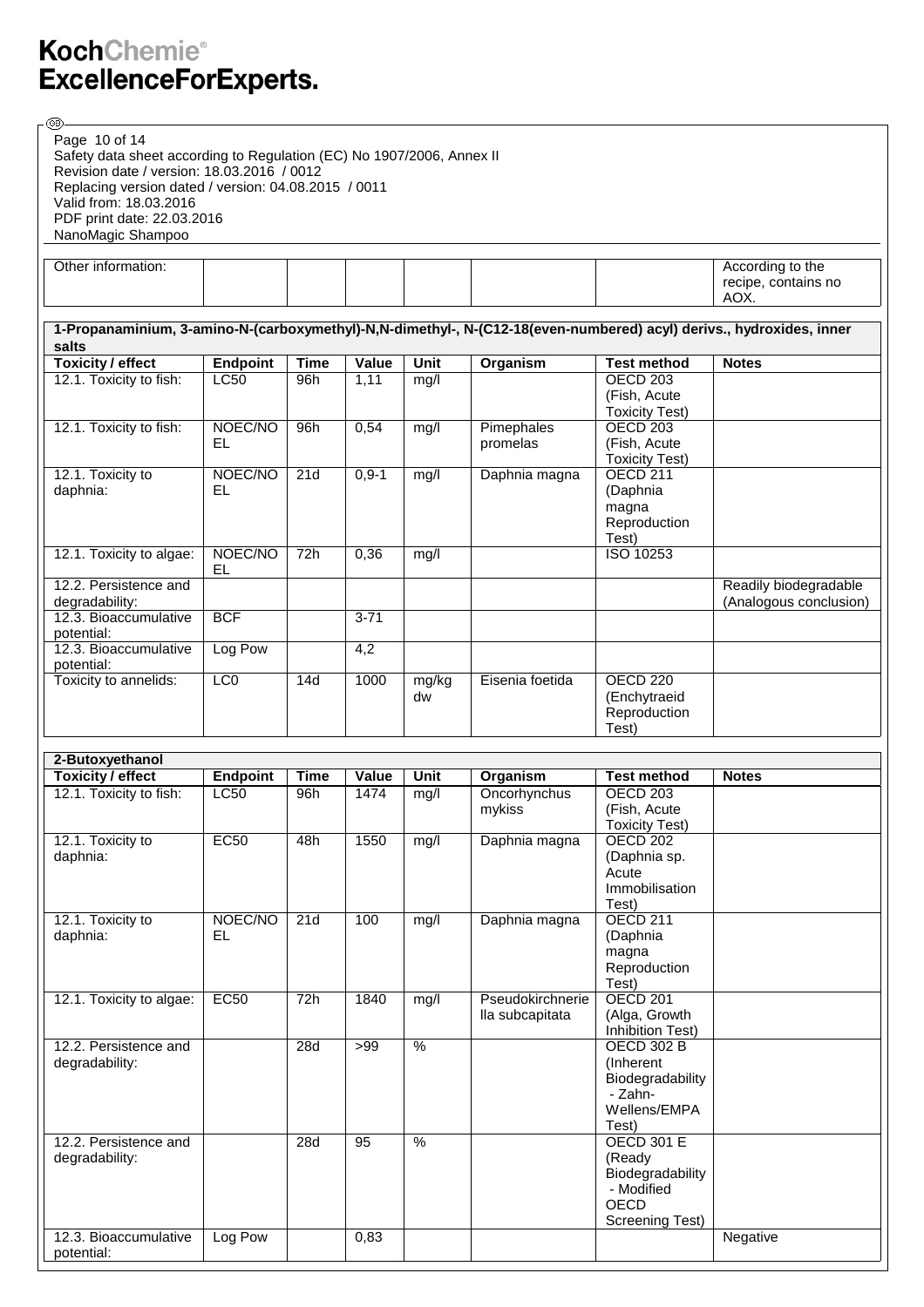| Other information: | | | | | | | According to the recipe, contains no AOX. |
|---|---|---|---|---|---|---|---|

**1-Propanaminium, 3-amino-N-(carboxymethyl)-N,N-dimethyl-, N-(C12-18(even-numbered) acyl) derivs., hydroxides, inner salts**

| Toxicity / effect | Endpoint | Time | Value | Unit | Organism | Test method | Notes |
|---|---|---|---|---|---|---|---|
| 12.1. Toxicity to fish: | LC50 | 96h | 1,11 | mg/l | | OECD 203 (Fish, Acute Toxicity Test) | |
| 12.1. Toxicity to fish: | NOEC/NOEL | 96h | 0,54 | mg/l | Pimephales promelas | OECD 203 (Fish, Acute Toxicity Test) | |
| 12.1. Toxicity to daphnia: | NOEC/NOEL | 21d | 0,9-1 | mg/l | Daphnia magna | OECD 211 (Daphnia magna Reproduction Test) | |
| 12.1. Toxicity to algae: | NOEC/NOEL | 72h | 0,36 | mg/l | | ISO 10253 | |
| 12.2. Persistence and degradability: | | | | | | | Readily biodegradable (Analogous conclusion) |
| 12.3. Bioaccumulative potential: | BCF | | 3-71 | | | | |
| 12.3. Bioaccumulative potential: | Log Pow | | 4,2 | | | | |
| Toxicity to annelids: | LC0 | 14d | 1000 | mg/kg dw | Eisenia foetida | OECD 220 (Enchytraeid Reproduction Test) | |

**2-Butoxyethanol**

| Toxicity / effect | Endpoint | Time | Value | Unit | Organism | Test method | Notes |
|---|---|---|---|---|---|---|---|
| 12.1. Toxicity to fish: | LC50 | 96h | 1474 | mg/l | Oncorhynchus mykiss | OECD 203 (Fish, Acute Toxicity Test) | |
| 12.1. Toxicity to daphnia: | EC50 | 48h | 1550 | mg/l | Daphnia magna | OECD 202 (Daphnia sp. Acute Immobilisation Test) | |
| 12.1. Toxicity to daphnia: | NOEC/NOEL | 21d | 100 | mg/l | Daphnia magna | OECD 211 (Daphnia magna Reproduction Test) | |
| 12.1. Toxicity to algae: | EC50 | 72h | 1840 | mg/l | Pseudokirchneriella subcapitata | OECD 201 (Alga, Growth Inhibition Test) | |
| 12.2. Persistence and degradability: | | 28d | >99 | % | | OECD 302 B (Inherent Biodegradability - Zahn-Wellens/EMPA Test) | |
| 12.2. Persistence and degradability: | | 28d | 95 | % | | OECD 301 E (Ready Biodegradability - Modified OECD Screening Test) | |
| 12.3. Bioaccumulative potential: | Log Pow | | 0,83 | | | | Negative |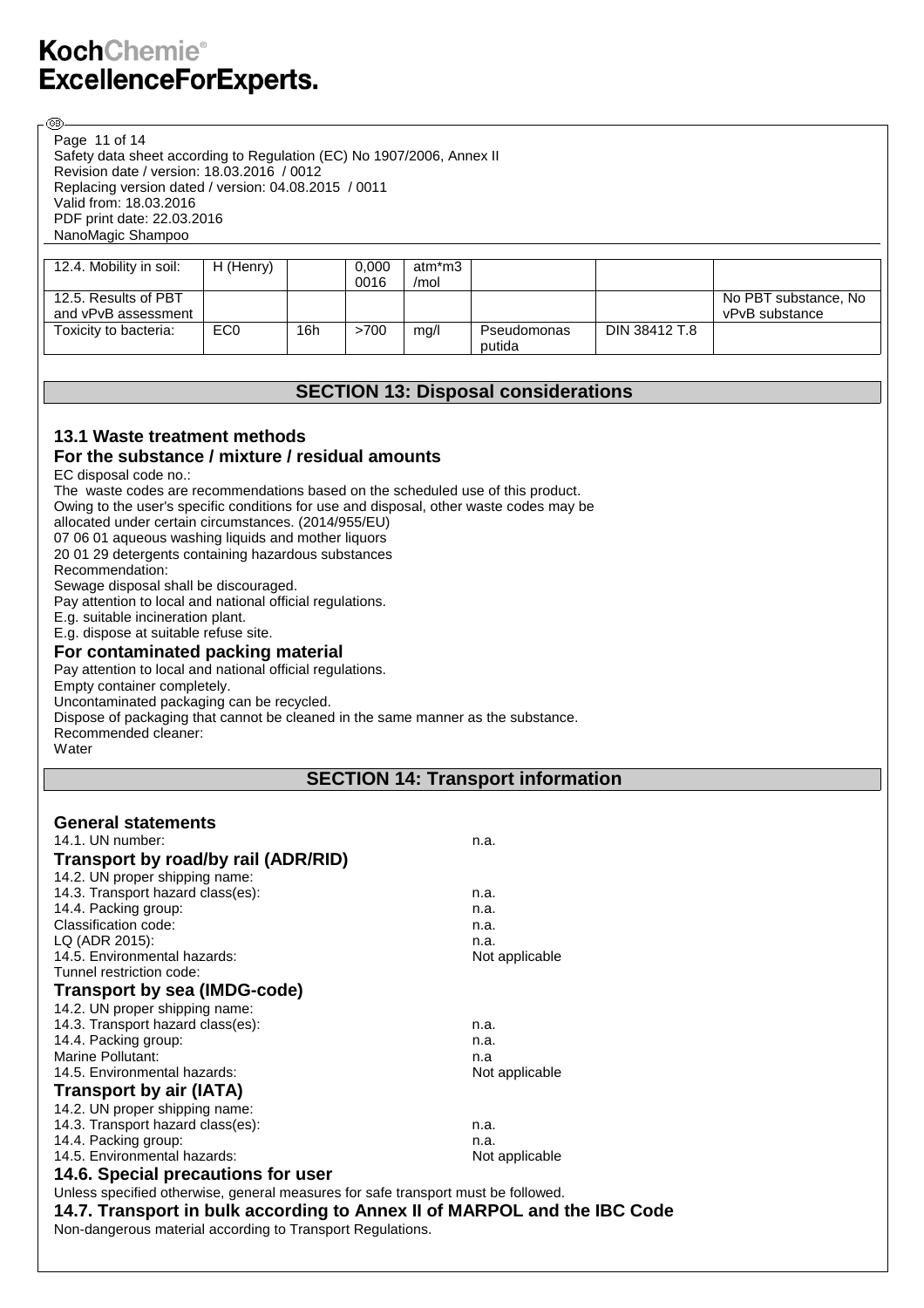| 12.4. Mobility in soil: | H (Henry) | | 0,000 0016 | atm*m3 /mol | | | |
|---|---|---|---|---|---|---|---|
| 12.5. Results of PBT and vPvB assessment | | | | | | | No PBT substance, No vPvB substance |
| Toxicity to bacteria: | EC0 | 16h | >700 | mg/l | Pseudomonas putida | DIN 38412 T.8 | |

## SECTION 13: Disposal considerations

### 13.1 Waste treatment methods

### For the substance / mixture / residual amounts

EC disposal code no.:
The waste codes are recommendations based on the scheduled use of this product.
Owing to the user's specific conditions for use and disposal, other waste codes may be allocated under certain circumstances. (2014/955/EU)
07 06 01 aqueous washing liquids and mother liquors
20 01 29 detergents containing hazardous substances
Recommendation:
Sewage disposal shall be discouraged.
Pay attention to local and national official regulations.
E.g. suitable incineration plant.
E.g. dispose at suitable refuse site.

### For contaminated packing material

Pay attention to local and national official regulations.
Empty container completely.
Uncontaminated packaging can be recycled.
Dispose of packaging that cannot be cleaned in the same manner as the substance.
Recommended cleaner:
Water

## SECTION 14: Transport information

### General statements

14.1. UN number: n.a.

### Transport by road/by rail (ADR/RID)

14.2. UN proper shipping name:
14.3. Transport hazard class(es): n.a.
14.4. Packing group: n.a.
Classification code: n.a.
LQ (ADR 2015): n.a.
14.5. Environmental hazards: Not applicable
Tunnel restriction code:

### Transport by sea (IMDG-code)

14.2. UN proper shipping name:
14.3. Transport hazard class(es): n.a.
14.4. Packing group: n.a.
Marine Pollutant: n.a
14.5. Environmental hazards: Not applicable

### Transport by air (IATA)

14.2. UN proper shipping name:
14.3. Transport hazard class(es): n.a.
14.4. Packing group: n.a.
14.5. Environmental hazards: Not applicable

### 14.6. Special precautions for user

Unless specified otherwise, general measures for safe transport must be followed.

### 14.7. Transport in bulk according to Annex II of MARPOL and the IBC Code

Non-dangerous material according to Transport Regulations.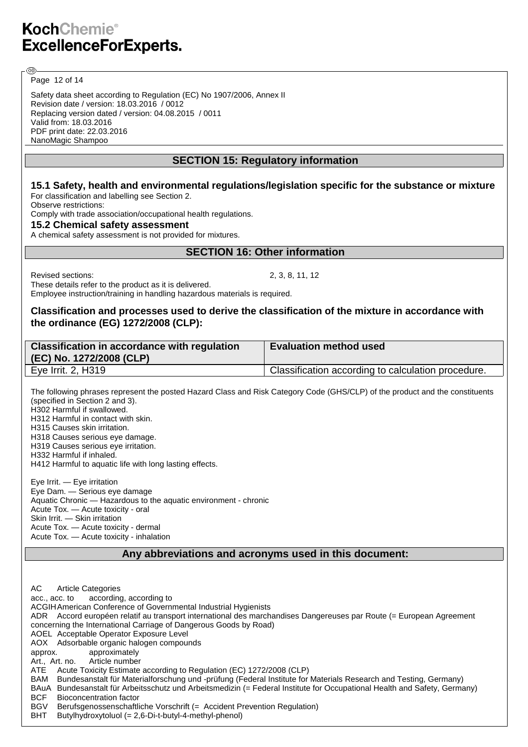Safety data sheet according to Regulation (EC) No 1907/2006, Annex II
Revision date / version: 18.03.2016 / 0012
Replacing version dated / version: 04.08.2015 / 0011
Valid from: 18.03.2016
PDF print date: 22.03.2016
NanoMagic Shampoo

## SECTION 15: Regulatory information

### 15.1 Safety, health and environmental regulations/legislation specific for the substance or mixture

For classification and labelling see Section 2.
Observe restrictions:
Comply with trade association/occupational health regulations.

### 15.2 Chemical safety assessment

A chemical safety assessment is not provided for mixtures.

## SECTION 16: Other information

Revised sections: 2, 3, 8, 11, 12

These details refer to the product as it is delivered.
Employee instruction/training in handling hazardous materials is required.

### Classification and processes used to derive the classification of the mixture in accordance with the ordinance (EG) 1272/2008 (CLP):

| Classification in accordance with regulation (EC) No. 1272/2008 (CLP) | Evaluation method used |
| --- | --- |
| Eye Irrit. 2, H319 | Classification according to calculation procedure. |

The following phrases represent the posted Hazard Class and Risk Category Code (GHS/CLP) of the product and the constituents (specified in Section 2 and 3).
H302 Harmful if swallowed.
H312 Harmful in contact with skin.
H315 Causes skin irritation.
H318 Causes serious eye damage.
H319 Causes serious eye irritation.
H332 Harmful if inhaled.
H412 Harmful to aquatic life with long lasting effects.

Eye Irrit. — Eye irritation
Eye Dam. — Serious eye damage
Aquatic Chronic — Hazardous to the aquatic environment - chronic
Acute Tox. — Acute toxicity - oral
Skin Irrit. — Skin irritation
Acute Tox. — Acute toxicity - dermal
Acute Tox. — Acute toxicity - inhalation

## Any abbreviations and acronyms used in this document:

AC Article Categories
acc., acc. to according, according to
ACGIH American Conference of Governmental Industrial Hygienists
ADR Accord européen relatif au transport international des marchandises Dangereuses par Route (= European Agreement concerning the International Carriage of Dangerous Goods by Road)
AOEL Acceptable Operator Exposure Level
AOX Adsorbable organic halogen compounds
approx. approximately
Art., Art. no. Article number
ATE Acute Toxicity Estimate according to Regulation (EC) 1272/2008 (CLP)
BAM Bundesanstalt für Materialforschung und -prüfung (Federal Institute for Materials Research and Testing, Germany)
BAuA Bundesanstalt für Arbeitsschutz und Arbeitsmedizin (= Federal Institute for Occupational Health and Safety, Germany)
BCF Bioconcentration factor
BGV Berufsgenossenschaftliche Vorschrift (= Accident Prevention Regulation)
BHT Butylhydroxytoluol (= 2,6-Di-t-butyl-4-methyl-phenol)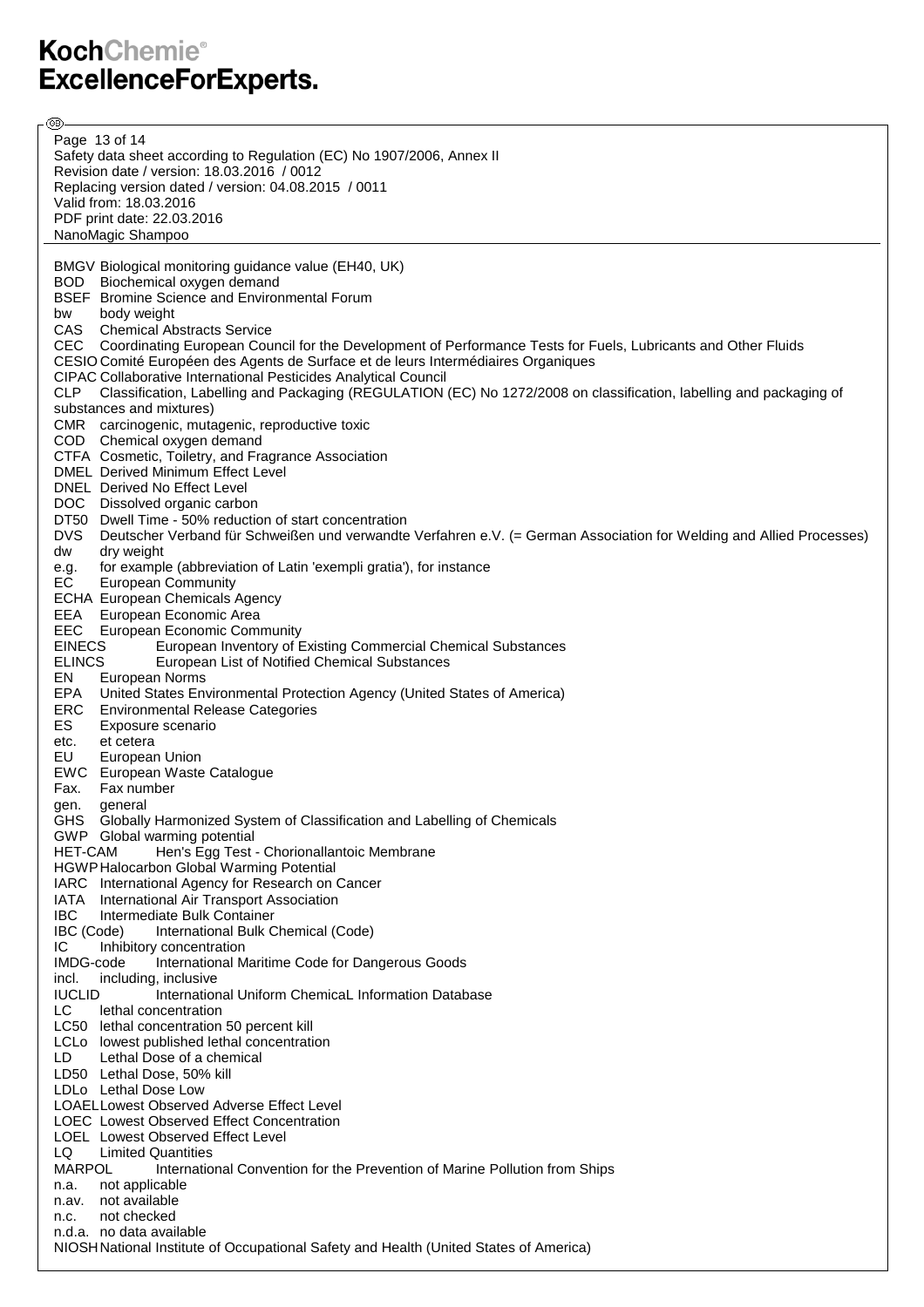BMGV Biological monitoring guidance value (EH40, UK)
BOD Biochemical oxygen demand
BSEF Bromine Science and Environmental Forum
bw body weight
CAS Chemical Abstracts Service
CEC Coordinating European Council for the Development of Performance Tests for Fuels, Lubricants and Other Fluids
CESIO Comité Européen des Agents de Surface et de leurs Intermédiaires Organiques
CIPAC Collaborative International Pesticides Analytical Council
CLP Classification, Labelling and Packaging (REGULATION (EC) No 1272/2008 on classification, labelling and packaging of substances and mixtures)
CMR carcinogenic, mutagenic, reproductive toxic
COD Chemical oxygen demand
CTFA Cosmetic, Toiletry, and Fragrance Association
DMEL Derived Minimum Effect Level
DNEL Derived No Effect Level
DOC Dissolved organic carbon
DT50 Dwell Time - 50% reduction of start concentration
DVS Deutscher Verband für Schweißen und verwandte Verfahren e.V. (= German Association for Welding and Allied Processes)
dw dry weight
e.g. for example (abbreviation of Latin 'exempli gratia'), for instance
EC European Community
ECHA European Chemicals Agency
EEA European Economic Area
EEC European Economic Community
EINECS European Inventory of Existing Commercial Chemical Substances
ELINCS European List of Notified Chemical Substances
EN European Norms
EPA United States Environmental Protection Agency (United States of America)
ERC Environmental Release Categories
ES Exposure scenario
etc. et cetera
EU European Union
EWC European Waste Catalogue
Fax. Fax number
gen. general
GHS Globally Harmonized System of Classification and Labelling of Chemicals
GWP Global warming potential
HET-CAM Hen's Egg Test - Chorionallantoic Membrane
HGWP Halocarbon Global Warming Potential
IARC International Agency for Research on Cancer
IATA International Air Transport Association
IBC Intermediate Bulk Container
IBC (Code) International Bulk Chemical (Code)
IC Inhibitory concentration
IMDG-code International Maritime Code for Dangerous Goods
incl. including, inclusive
IUCLID International Uniform ChemicaL Information Database
LC lethal concentration
LC50 lethal concentration 50 percent kill
LCLo lowest published lethal concentration
LD Lethal Dose of a chemical
LD50 Lethal Dose, 50% kill
LDLo Lethal Dose Low
LOAEL Lowest Observed Adverse Effect Level
LOEC Lowest Observed Effect Concentration
LOEL Lowest Observed Effect Level
LQ Limited Quantities
MARPOL International Convention for the Prevention of Marine Pollution from Ships
n.a. not applicable
n.av. not available
n.c. not checked
n.d.a. no data available
NIOSH National Institute of Occupational Safety and Health (United States of America)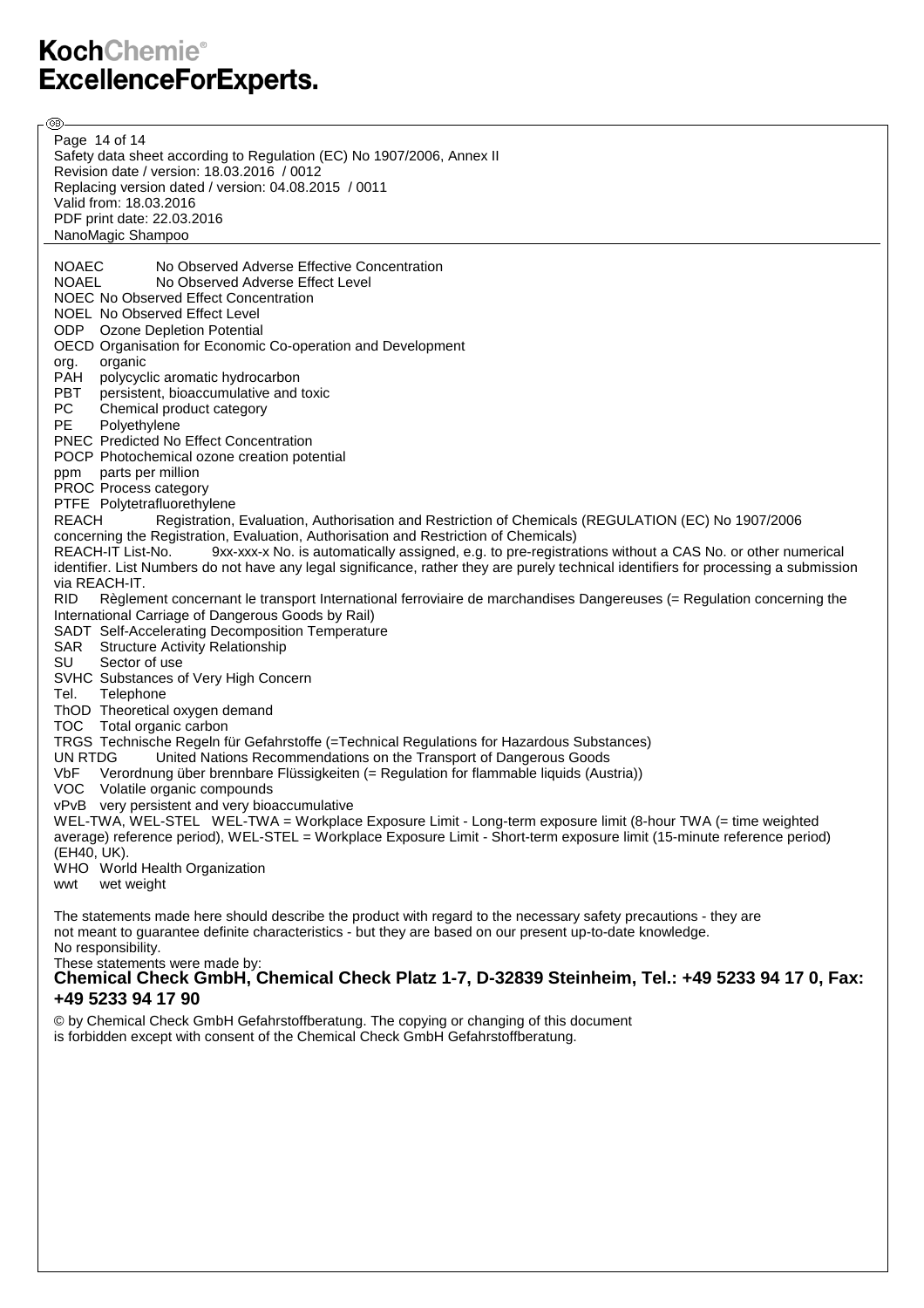NOAEC No Observed Adverse Effective Concentration
NOAEL No Observed Adverse Effect Level
NOEC No Observed Effect Concentration
NOEL No Observed Effect Level
ODP Ozone Depletion Potential
OECD Organisation for Economic Co-operation and Development
org. organic
PAH polycyclic aromatic hydrocarbon
PBT persistent, bioaccumulative and toxic
PC Chemical product category
PE Polyethylene
PNEC Predicted No Effect Concentration
POCP Photochemical ozone creation potential
ppm parts per million
PROC Process category
PTFE Polytetrafluorethylene
REACH Registration, Evaluation, Authorisation and Restriction of Chemicals (REGULATION (EC) No 1907/2006 concerning the Registration, Evaluation, Authorisation and Restriction of Chemicals)
REACH-IT List-No. 9xx-xxx-x No. is automatically assigned, e.g. to pre-registrations without a CAS No. or other numerical identifier. List Numbers do not have any legal significance, rather they are purely technical identifiers for processing a submission via REACH-IT.
RID Règlement concernant le transport International ferroviaire de marchandises Dangereuses (= Regulation concerning the International Carriage of Dangerous Goods by Rail)
SADT Self-Accelerating Decomposition Temperature
SAR Structure Activity Relationship
SU Sector of use
SVHC Substances of Very High Concern
Tel. Telephone
ThOD Theoretical oxygen demand
TOC Total organic carbon
TRGS Technische Regeln für Gefahrstoffe (=Technical Regulations for Hazardous Substances)
UN RTDG United Nations Recommendations on the Transport of Dangerous Goods
VbF Verordnung über brennbare Flüssigkeiten (= Regulation for flammable liquids (Austria))
VOC Volatile organic compounds
vPvB very persistent and very bioaccumulative
WEL-TWA, WEL-STEL WEL-TWA = Workplace Exposure Limit - Long-term exposure limit (8-hour TWA (= time weighted average) reference period), WEL-STEL = Workplace Exposure Limit - Short-term exposure limit (15-minute reference period) (EH40, UK).
WHO World Health Organization
wwt wet weight

The statements made here should describe the product with regard to the necessary safety precautions - they are not meant to guarantee definite characteristics - but they are based on our present up-to-date knowledge.
No responsibility.
These statements were made by:

**Chemical Check GmbH, Chemical Check Platz 1-7, D-32839 Steinheim, Tel.: +49 5233 94 17 0, Fax: +49 5233 94 17 90**

© by Chemical Check GmbH Gefahrstoffberatung. The copying or changing of this document is forbidden except with consent of the Chemical Check GmbH Gefahrstoffberatung.